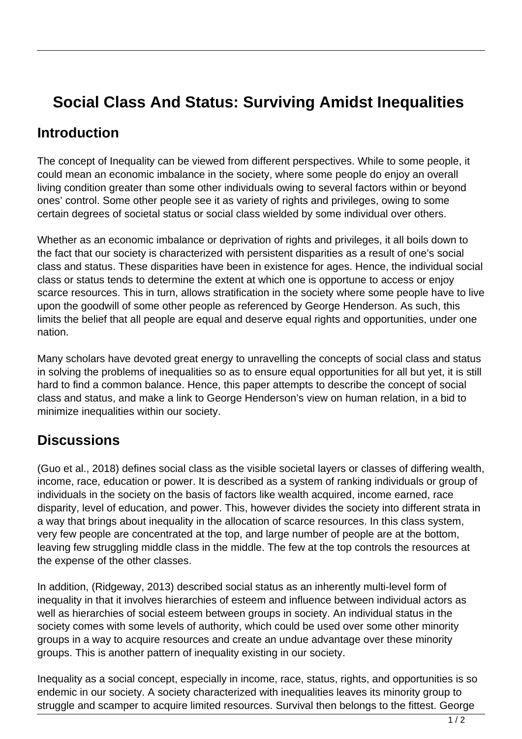# Social Class And Status: Surviving Amidst Inequalities

## Introduction

The concept of Inequality can be viewed from different perspectives. While to some people, it could mean an economic imbalance in the society, where some people do enjoy an overall living condition greater than some other individuals owing to several factors within or beyond ones' control. Some other people see it as variety of rights and privileges, owing to some certain degrees of societal status or social class wielded by some individual over others.

Whether as an economic imbalance or deprivation of rights and privileges, it all boils down to the fact that our society is characterized with persistent disparities as a result of one's social class and status. These disparities have been in existence for ages. Hence, the individual social class or status tends to determine the extent at which one is opportune to access or enjoy scarce resources. This in turn, allows stratification in the society where some people have to live upon the goodwill of some other people as referenced by George Henderson. As such, this limits the belief that all people are equal and deserve equal rights and opportunities, under one nation.

Many scholars have devoted great energy to unravelling the concepts of social class and status in solving the problems of inequalities so as to ensure equal opportunities for all but yet, it is still hard to find a common balance. Hence, this paper attempts to describe the concept of social class and status, and make a link to George Henderson's view on human relation, in a bid to minimize inequalities within our society.

## Discussions

(Guo et al., 2018) defines social class as the visible societal layers or classes of differing wealth, income, race, education or power. It is described as a system of ranking individuals or group of individuals in the society on the basis of factors like wealth acquired, income earned, race disparity, level of education, and power. This, however divides the society into different strata in a way that brings about inequality in the allocation of scarce resources. In this class system, very few people are concentrated at the top, and large number of people are at the bottom, leaving few struggling middle class in the middle. The few at the top controls the resources at the expense of the other classes.

In addition, (Ridgeway, 2013) described social status as an inherently multi-level form of inequality in that it involves hierarchies of esteem and influence between individual actors as well as hierarchies of social esteem between groups in society. An individual status in the society comes with some levels of authority, which could be used over some other minority groups in a way to acquire resources and create an undue advantage over these minority groups. This is another pattern of inequality existing in our society.

Inequality as a social concept, especially in income, race, status, rights, and opportunities is so endemic in our society. A society characterized with inequalities leaves its minority group to struggle and scamper to acquire limited resources. Survival then belongs to the fittest. George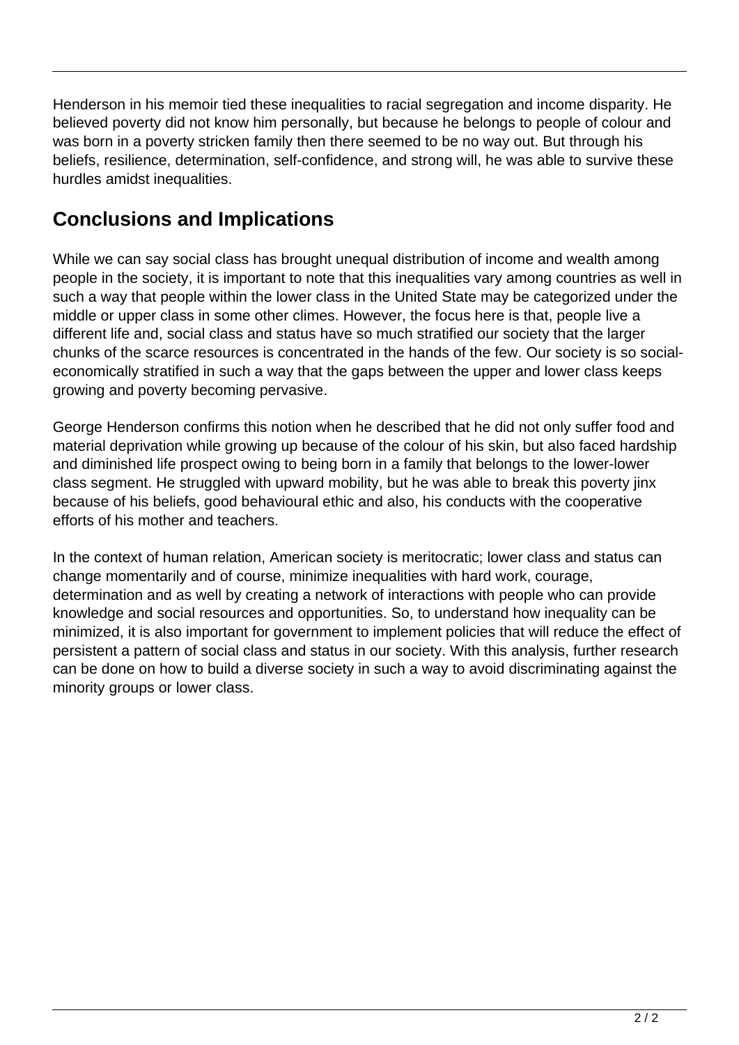Henderson in his memoir tied these inequalities to racial segregation and income disparity. He believed poverty did not know him personally, but because he belongs to people of colour and was born in a poverty stricken family then there seemed to be no way out. But through his beliefs, resilience, determination, self-confidence, and strong will, he was able to survive these hurdles amidst inequalities.

## Conclusions and Implications

While we can say social class has brought unequal distribution of income and wealth among people in the society, it is important to note that this inequalities vary among countries as well in such a way that people within the lower class in the United State may be categorized under the middle or upper class in some other climes. However, the focus here is that, people live a different life and, social class and status have so much stratified our society that the larger chunks of the scarce resources is concentrated in the hands of the few. Our society is so social-economically stratified in such a way that the gaps between the upper and lower class keeps growing and poverty becoming pervasive.

George Henderson confirms this notion when he described that he did not only suffer food and material deprivation while growing up because of the colour of his skin, but also faced hardship and diminished life prospect owing to being born in a family that belongs to the lower-lower class segment. He struggled with upward mobility, but he was able to break this poverty jinx because of his beliefs, good behavioural ethic and also, his conducts with the cooperative efforts of his mother and teachers.

In the context of human relation, American society is meritocratic; lower class and status can change momentarily and of course, minimize inequalities with hard work, courage, determination and as well by creating a network of interactions with people who can provide knowledge and social resources and opportunities. So, to understand how inequality can be minimized, it is also important for government to implement policies that will reduce the effect of persistent a pattern of social class and status in our society. With this analysis, further research can be done on how to build a diverse society in such a way to avoid discriminating against the minority groups or lower class.